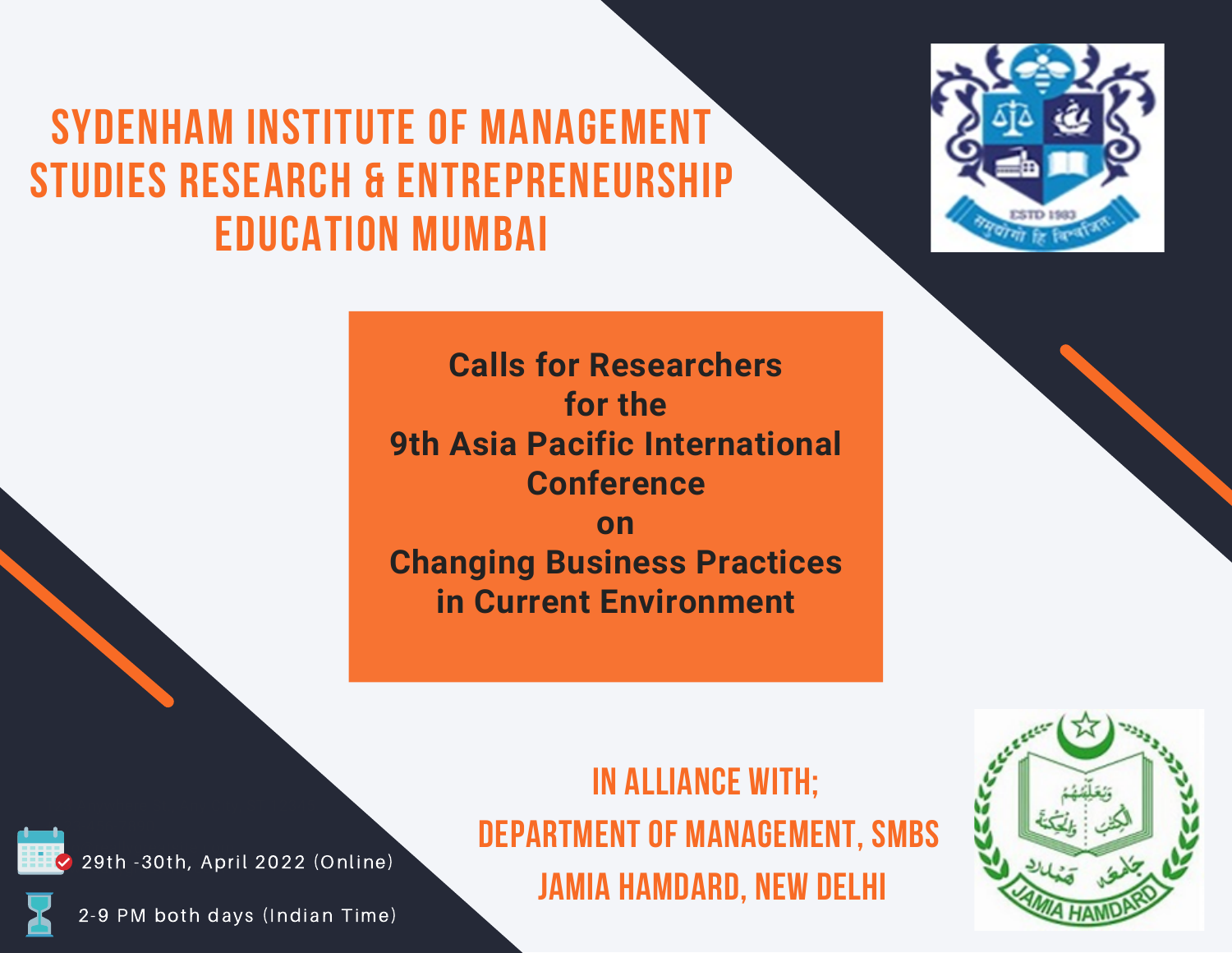# SYDENHAM INSTITUTE OF MANAGEMENT STUDIES RESEARCH & ENTREPRENEURSHIP EDUCATION MUMBAI

**Calls for Researchers for the 9th Asia Pacific International Conference on Changing Business Practices in Current Environment**

29th -30th, April 2022 (Online)

2-9 PM both days (Indian Time)

## IN ALLIANCE WITH;

## DEPARTMENT OF MANAGEMENT, SMBS JAMIA HAMDARD, NEW DELHI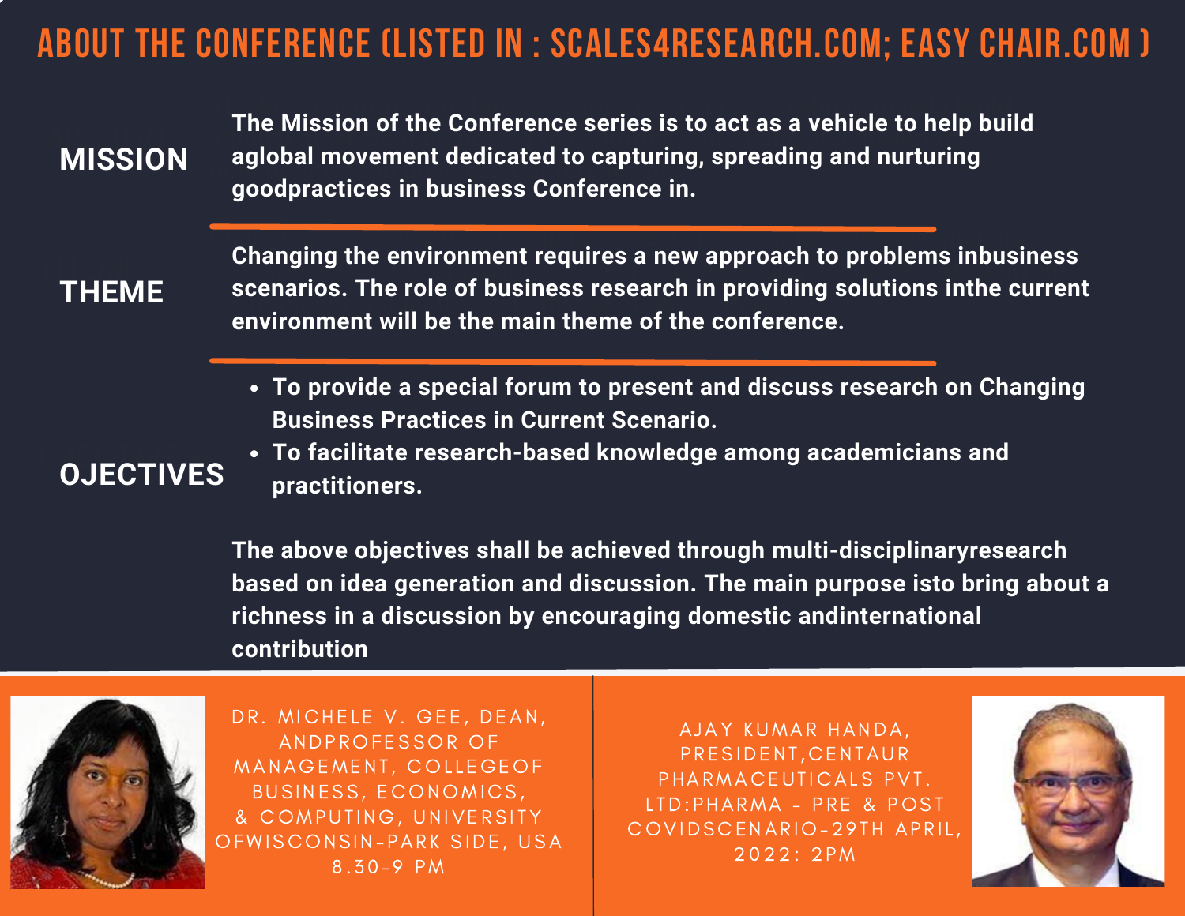# ABOUT THE CONFERENCE (LISTED IN : SCALES4RESEARCH.COM; EASY CHAIR.COM )

**MISSION**

**The Mission of the Conference series is to act as a vehicle to help build aglobal movement dedicated to capturing, spreading and nurturing goodpractices in business Conference in.**

**THEME**

**Changing the environment requires a new approach to problems inbusiness scenarios. The role of business research in providing solutions inthe current environment will be the main theme of the conference.**

**OJECTIVES**

- **To provide a special forum to present and discuss research on Changing Business Practices in Current Scenario.**
- **To facilitate research-based knowledge among academicians and practitioners.**

**The above objectives shall be achieved through multi-disciplinaryresearch based on idea generation and discussion. The main purpose isto bring about a richness in a discussion by encouraging domestic andinternational contribution**

DR. MICHELE V. GEE, DEAN, ANDPROFESSOR OF MANAGEMENT, COLLEGEOF BUSINESS, ECONOMICS, & COMPUTING, UNIVERSITY OFWISCONSIN-PARK SIDE, USA 8.30-9 PM

AJAY KUMAR HANDA, PRESIDENT,CENTAUR PHARMACEUTICALS PVT. LTD:PHARMA - PRE & POST COVIDSCENARIO-29TH APRIL, 2022: 2PM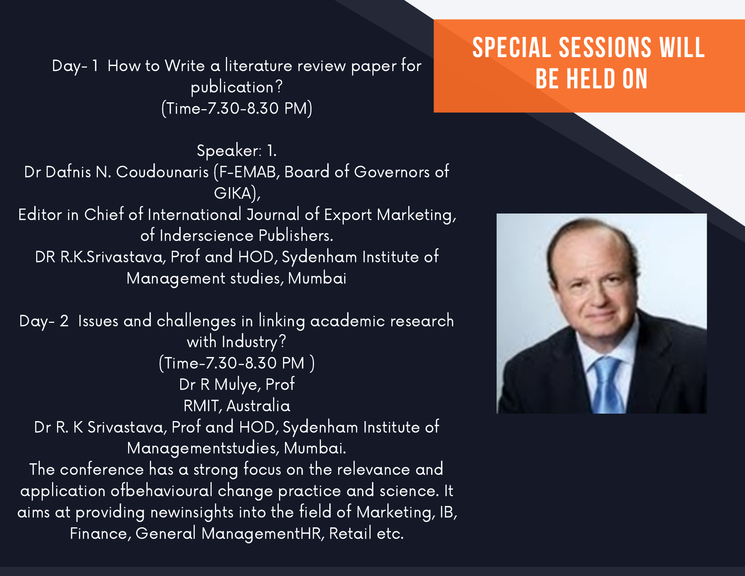## SPECIAL SESSIONS WILL BE HELD ON

Day- 1 How to Write a literature review paper for publication?
(Time-7.30-8.30 PM)

Speaker: 1.
Dr Dafnis N. Coudounaris (F-EMAB, Board of Governors of GIKA),
Editor in Chief of International Journal of Export Marketing, of Inderscience Publishers.
DR R.K.Srivastava, Prof and HOD, Sydenham Institute of Management studies, Mumbai

Day- 2 Issues and challenges in linking academic research with Industry?
(Time-7.30-8.30 PM )
Dr R Mulye, Prof
RMIT, Australia
Dr R. K Srivastava, Prof and HOD, Sydenham Institute of Managementstudies, Mumbai.
The conference has a strong focus on the relevance and application ofbehavioural change practice and science. It aims at providing newinsights into the field of Marketing, IB, Finance, General ManagementHR, Retail etc.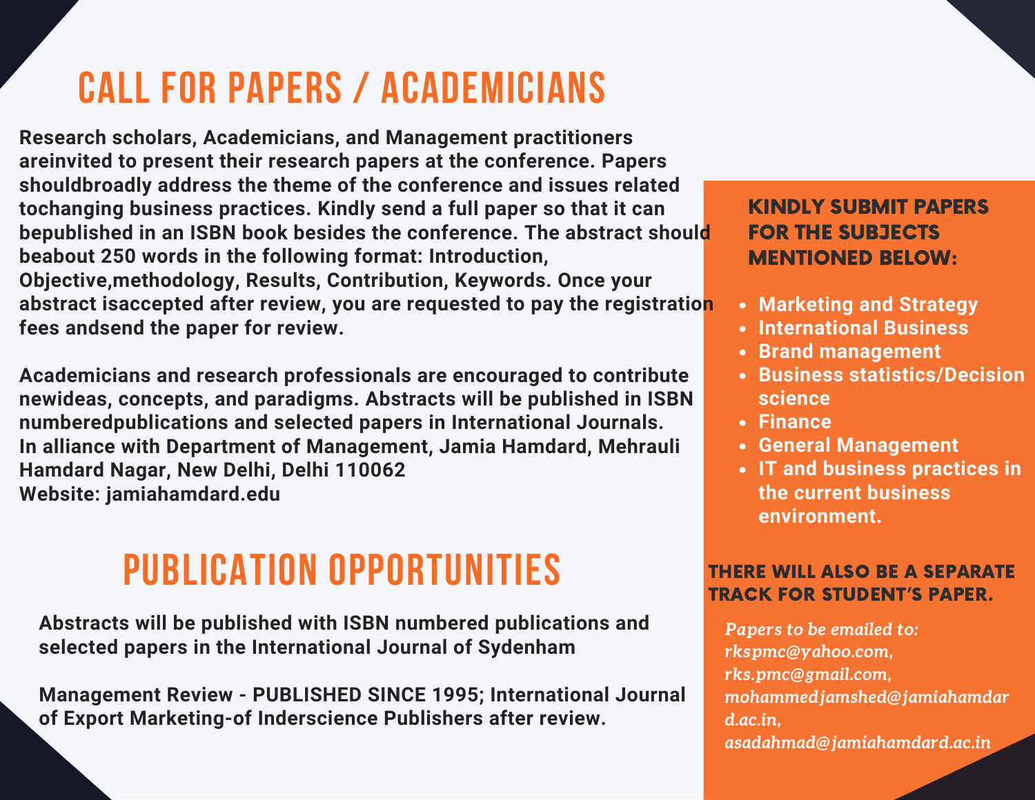# CALL FOR PAPERS / ACADEMICIANS

**Research scholars, Academicians, and Management practitioners areinvited to present their research papers at the conference. Papers shouldbroadly address the theme of the conference and issues related tochanging business practices. Kindly send a full paper so that it can bepublished in an ISBN book besides the conference. The abstract should beabout 250 words in the following format: Introduction, Objective,methodology, Results, Contribution, Keywords. Once your abstract isaccepted after review, you are requested to pay the registration fees andsend the paper for review.**

**Academicians and research professionals are encouraged to contribute newideas, concepts, and paradigms. Abstracts will be published in ISBN numberedpublications and selected papers in International Journals.**
**In alliance with Department of Management, Jamia Hamdard, Mehrauli Hamdard Nagar, New Delhi, Delhi 110062**
**Website: jamiahamdard.edu**

# PUBLICATION OPPORTUNITIES

**Abstracts will be published with ISBN numbered publications and selected papers in the International Journal of Sydenham**

**Management Review - PUBLISHED SINCE 1995; International Journal of Export Marketing-of Inderscience Publishers after review.**

### KINDLY SUBMIT PAPERS FOR THE SUBJECTS MENTIONED BELOW:

- **Marketing and Strategy**
- **International Business**
- **Brand management**
- **Business statistics/Decision science**
- **Finance**
- **General Management**
- **IT and business practices in the current business environment.**

### THERE WILL ALSO BE A SEPARATE TRACK FOR STUDENT'S PAPER.

*Papers to be emailed to: rkspmc@yahoo.com, rks.pmc@gmail.com, mohammedjamshed@jamiahamdard.ac.in, asadahmad@jamiahamdard.ac.in*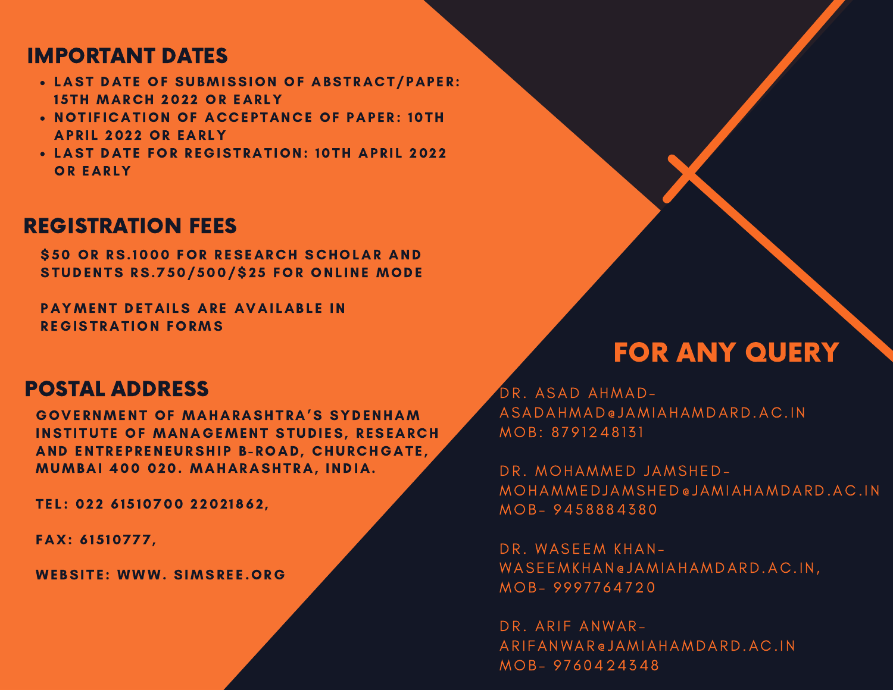## IMPORTANT DATES

- LAST DATE OF SUBMISSION OF ABSTRACT/PAPER: 15TH MARCH 2022 OR EARLY
- NOTIFICATION OF ACCEPTANCE OF PAPER: 10TH APRIL 2022 OR EARLY
- LAST DATE FOR REGISTRATION: 10TH APRIL 2022 OR EARLY

## REGISTRATION FEES

$50 OR RS.1000 FOR RESEARCH SCHOLAR AND STUDENTS RS.750/500/$25 FOR ONLINE MODE

PAYMENT DETAILS ARE AVAILABLE IN REGISTRATION FORMS

## POSTAL ADDRESS

GOVERNMENT OF MAHARASHTRA'S SYDENHAM INSTITUTE OF MANAGEMENT STUDIES, RESEARCH AND ENTREPRENEURSHIP B-ROAD, CHURCHGATE, MUMBAI 400 020. MAHARASHTRA, INDIA.

TEL: 022 61510700 22021862,

FAX: 61510777,

WEBSITE: WWW. SIMSREE.ORG

## FOR ANY QUERY

DR. ASAD AHMAD-
ASADAHMAD@JAMIAHAMDARD.AC.IN
MOB: 8791248131

DR. MOHAMMED JAMSHED-
MOHAMMEDJAMSHED@JAMIAHAMDARD.AC.IN
MOB- 9458884380

DR. WASEEM KHAN-
WASEEMKHAN@JAMIAHAMDARD.AC.IN,
MOB- 9997764720

DR. ARIF ANWAR-
ARIFANWAR@JAMIAHAMDARD.AC.IN
MOB- 9760424348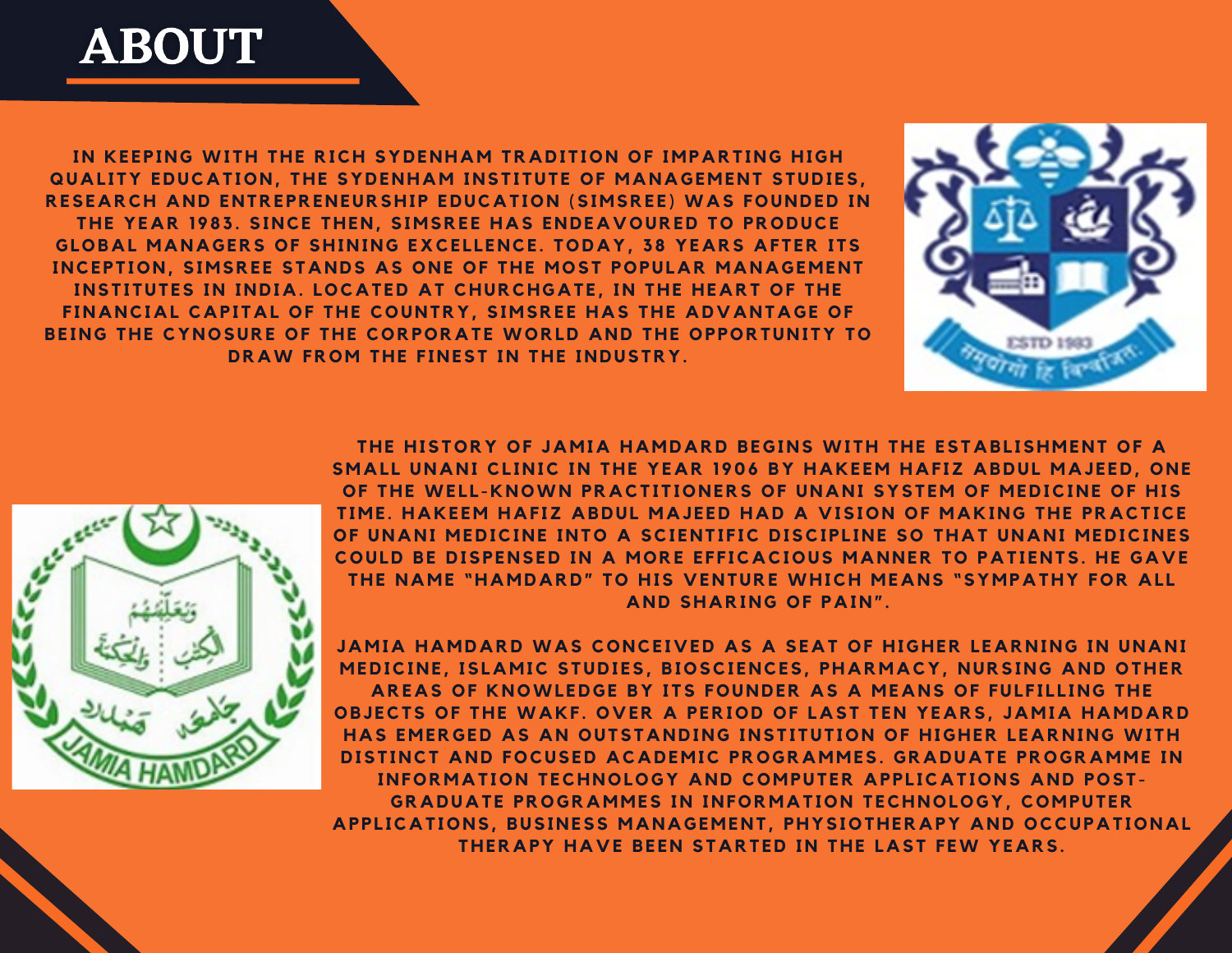# ABOUT

IN KEEPING WITH THE RICH SYDENHAM TRADITION OF IMPARTING HIGH QUALITY EDUCATION, THE SYDENHAM INSTITUTE OF MANAGEMENT STUDIES, RESEARCH AND ENTREPRENEURSHIP EDUCATION (SIMSREE) WAS FOUNDED IN THE YEAR 1983. SINCE THEN, SIMSREE HAS ENDEAVOURED TO PRODUCE GLOBAL MANAGERS OF SHINING EXCELLENCE. TODAY, 38 YEARS AFTER ITS INCEPTION, SIMSREE STANDS AS ONE OF THE MOST POPULAR MANAGEMENT INSTITUTES IN INDIA. LOCATED AT CHURCHGATE, IN THE HEART OF THE FINANCIAL CAPITAL OF THE COUNTRY, SIMSREE HAS THE ADVANTAGE OF BEING THE CYNOSURE OF THE CORPORATE WORLD AND THE OPPORTUNITY TO DRAW FROM THE FINEST IN THE INDUSTRY.

THE HISTORY OF JAMIA HAMDARD BEGINS WITH THE ESTABLISHMENT OF A SMALL UNANI CLINIC IN THE YEAR 1906 BY HAKEEM HAFIZ ABDUL MAJEED, ONE OF THE WELL-KNOWN PRACTITIONERS OF UNANI SYSTEM OF MEDICINE OF HIS TIME. HAKEEM HAFIZ ABDUL MAJEED HAD A VISION OF MAKING THE PRACTICE OF UNANI MEDICINE INTO A SCIENTIFIC DISCIPLINE SO THAT UNANI MEDICINES COULD BE DISPENSED IN A MORE EFFICACIOUS MANNER TO PATIENTS. HE GAVE THE NAME "HAMDARD" TO HIS VENTURE WHICH MEANS "SYMPATHY FOR ALL AND SHARING OF PAIN".

JAMIA HAMDARD WAS CONCEIVED AS A SEAT OF HIGHER LEARNING IN UNANI MEDICINE, ISLAMIC STUDIES, BIOSCIENCES, PHARMACY, NURSING AND OTHER AREAS OF KNOWLEDGE BY ITS FOUNDER AS A MEANS OF FULFILLING THE OBJECTS OF THE WAKF. OVER A PERIOD OF LAST TEN YEARS, JAMIA HAMDARD HAS EMERGED AS AN OUTSTANDING INSTITUTION OF HIGHER LEARNING WITH DISTINCT AND FOCUSED ACADEMIC PROGRAMMES. GRADUATE PROGRAMME IN INFORMATION TECHNOLOGY AND COMPUTER APPLICATIONS AND POST-GRADUATE PROGRAMMES IN INFORMATION TECHNOLOGY, COMPUTER APPLICATIONS, BUSINESS MANAGEMENT, PHYSIOTHERAPY AND OCCUPATIONAL THERAPY HAVE BEEN STARTED IN THE LAST FEW YEARS.